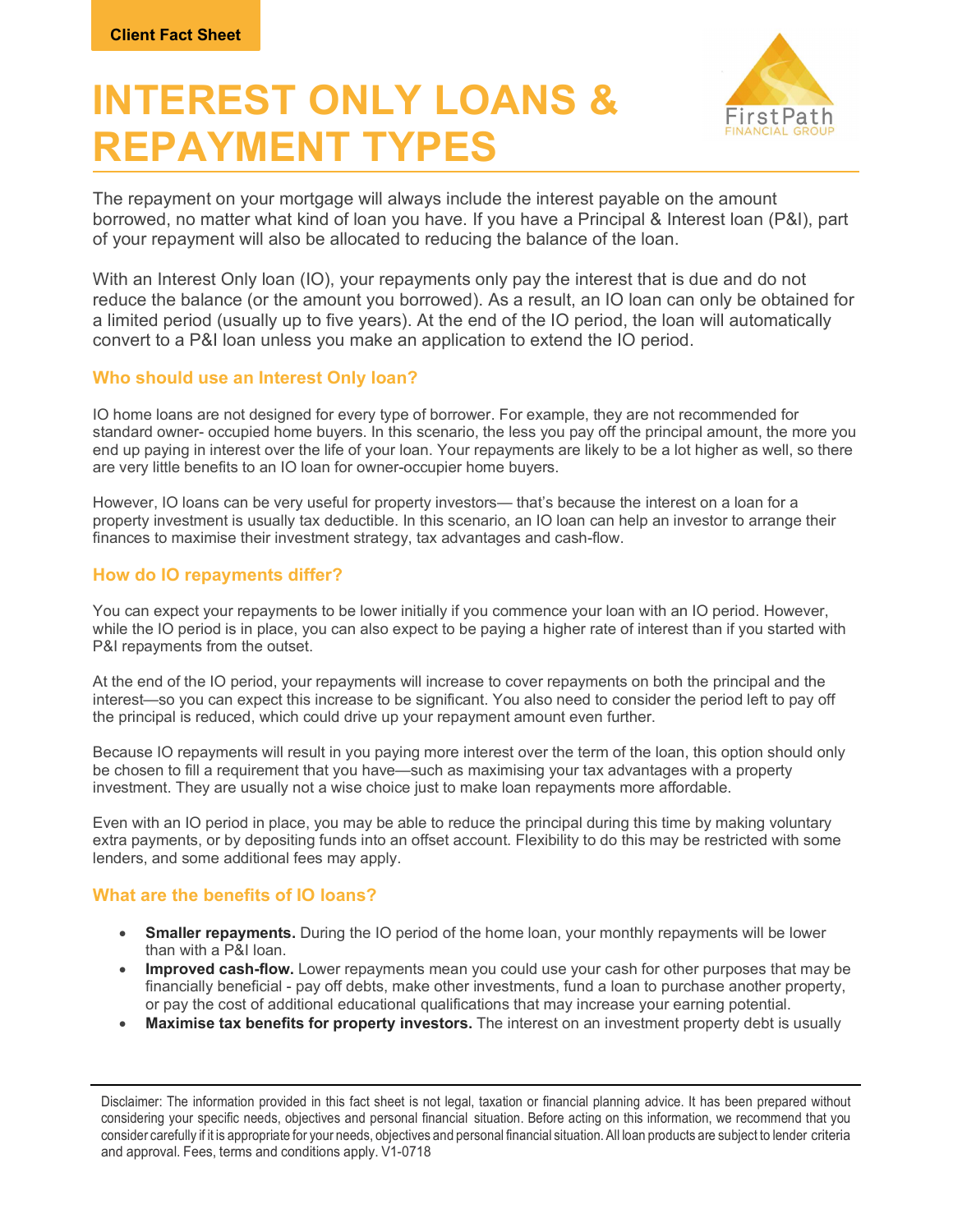Client Fact Sheet

# INTEREST ONLY LOANS & REPAYMENT TYPES

The repayment on your mortgage will always include the interest payable on the amount borrowed, no matter what kind of loan you have. If you have a Principal & Interest loan (P&I), part of your repayment will also be allocated to reducing the balance of the loan.

With an Interest Only loan (IO), your repayments only pay the interest that is due and do not reduce the balance (or the amount you borrowed). As a result, an IO loan can only be obtained for a limited period (usually up to five years). At the end of the IO period, the loan will automatically convert to a P&I loan unless you make an application to extend the IO period.

## Who should use an Interest Only loan?

IO home loans are not designed for every type of borrower. For example, they are not recommended for standard owner- occupied home buyers. In this scenario, the less you pay off the principal amount, the more you end up paying in interest over the life of your loan. Your repayments are likely to be a lot higher as well, so there are very little benefits to an IO loan for owner-occupier home buyers.

However, IO loans can be very useful for property investors— that's because the interest on a loan for a property investment is usually tax deductible. In this scenario, an IO loan can help an investor to arrange their finances to maximise their investment strategy, tax advantages and cash-flow.

## How do IO repayments differ?

You can expect your repayments to be lower initially if you commence your loan with an IO period. However, while the IO period is in place, you can also expect to be paying a higher rate of interest than if you started with P&I repayments from the outset.

At the end of the IO period, your repayments will increase to cover repayments on both the principal and the interest—so you can expect this increase to be significant. You also need to consider the period left to pay off the principal is reduced, which could drive up your repayment amount even further.

Because IO repayments will result in you paying more interest over the term of the loan, this option should only be chosen to fill a requirement that you have—such as maximising your tax advantages with a property investment. They are usually not a wise choice just to make loan repayments more affordable.

Even with an IO period in place, you may be able to reduce the principal during this time by making voluntary extra payments, or by depositing funds into an offset account. Flexibility to do this may be restricted with some lenders, and some additional fees may apply.

## What are the benefits of IO loans?

- **Smaller repayments.** During the IO period of the home loan, your monthly repayments will be lower than with a P&I loan.
- **Improved cash-flow.** Lower repayments mean you could use your cash for other purposes that may be financially beneficial - pay off debts, make other investments, fund a loan to purchase another property, or pay the cost of additional educational qualifications that may increase your earning potential.
- **Maximise tax benefits for property investors.** The interest on an investment property debt is usually

Disclaimer: The information provided in this fact sheet is not legal, taxation or financial planning advice. It has been prepared without considering your specific needs, objectives and personal financial situation. Before acting on this information, we recommend that you consider carefully if it is appropriate for your needs, objectives and personal financial situation. All loan products are subject to lender criteria and approval. Fees, terms and conditions apply. V1-0718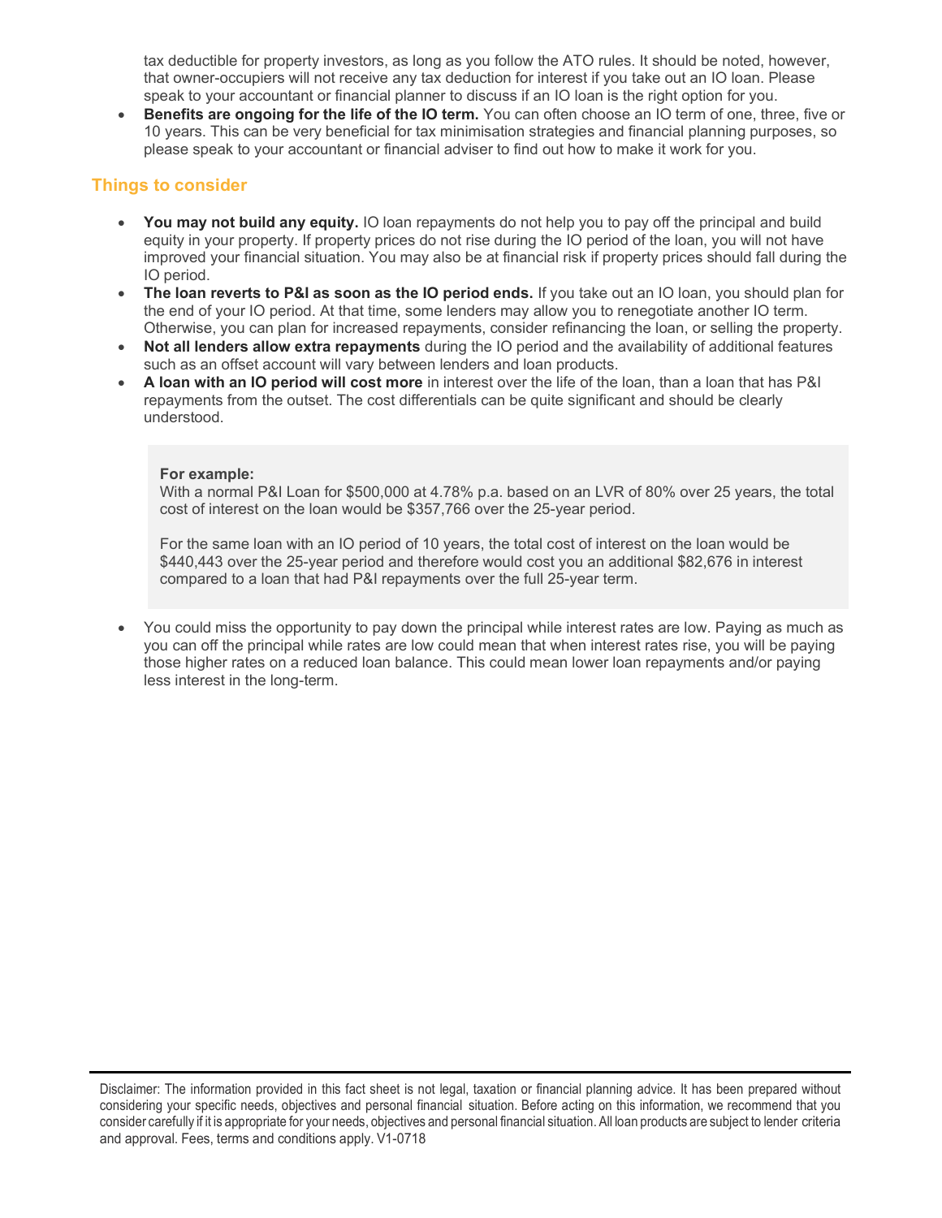tax deductible for property investors, as long as you follow the ATO rules. It should be noted, however, that owner-occupiers will not receive any tax deduction for interest if you take out an IO loan. Please speak to your accountant or financial planner to discuss if an IO loan is the right option for you.

- **Benefits are ongoing for the life of the IO term.** You can often choose an IO term of one, three, five or 10 years. This can be very beneficial for tax minimisation strategies and financial planning purposes, so please speak to your accountant or financial adviser to find out how to make it work for you.

## Things to consider

- **You may not build any equity.** IO loan repayments do not help you to pay off the principal and build equity in your property. If property prices do not rise during the IO period of the loan, you will not have improved your financial situation. You may also be at financial risk if property prices should fall during the IO period.
- **The loan reverts to P&I as soon as the IO period ends.** If you take out an IO loan, you should plan for the end of your IO period. At that time, some lenders may allow you to renegotiate another IO term. Otherwise, you can plan for increased repayments, consider refinancing the loan, or selling the property.
- **Not all lenders allow extra repayments** during the IO period and the availability of additional features such as an offset account will vary between lenders and loan products.
- **A loan with an IO period will cost more** in interest over the life of the loan, than a loan that has P&I repayments from the outset. The cost differentials can be quite significant and should be clearly understood.

**For example:**
With a normal P&I Loan for $500,000 at 4.78% p.a. based on an LVR of 80% over 25 years, the total cost of interest on the loan would be $357,766 over the 25-year period.

For the same loan with an IO period of 10 years, the total cost of interest on the loan would be $440,443 over the 25-year period and therefore would cost you an additional $82,676 in interest compared to a loan that had P&I repayments over the full 25-year term.

- You could miss the opportunity to pay down the principal while interest rates are low. Paying as much as you can off the principal while rates are low could mean that when interest rates rise, you will be paying those higher rates on a reduced loan balance. This could mean lower loan repayments and/or paying less interest in the long-term.

---

Disclaimer: The information provided in this fact sheet is not legal, taxation or financial planning advice. It has been prepared without considering your specific needs, objectives and personal financial situation. Before acting on this information, we recommend that you consider carefully if it is appropriate for your needs, objectives and personal financial situation. All loan products are subject to lender criteria and approval. Fees, terms and conditions apply. V1-0718